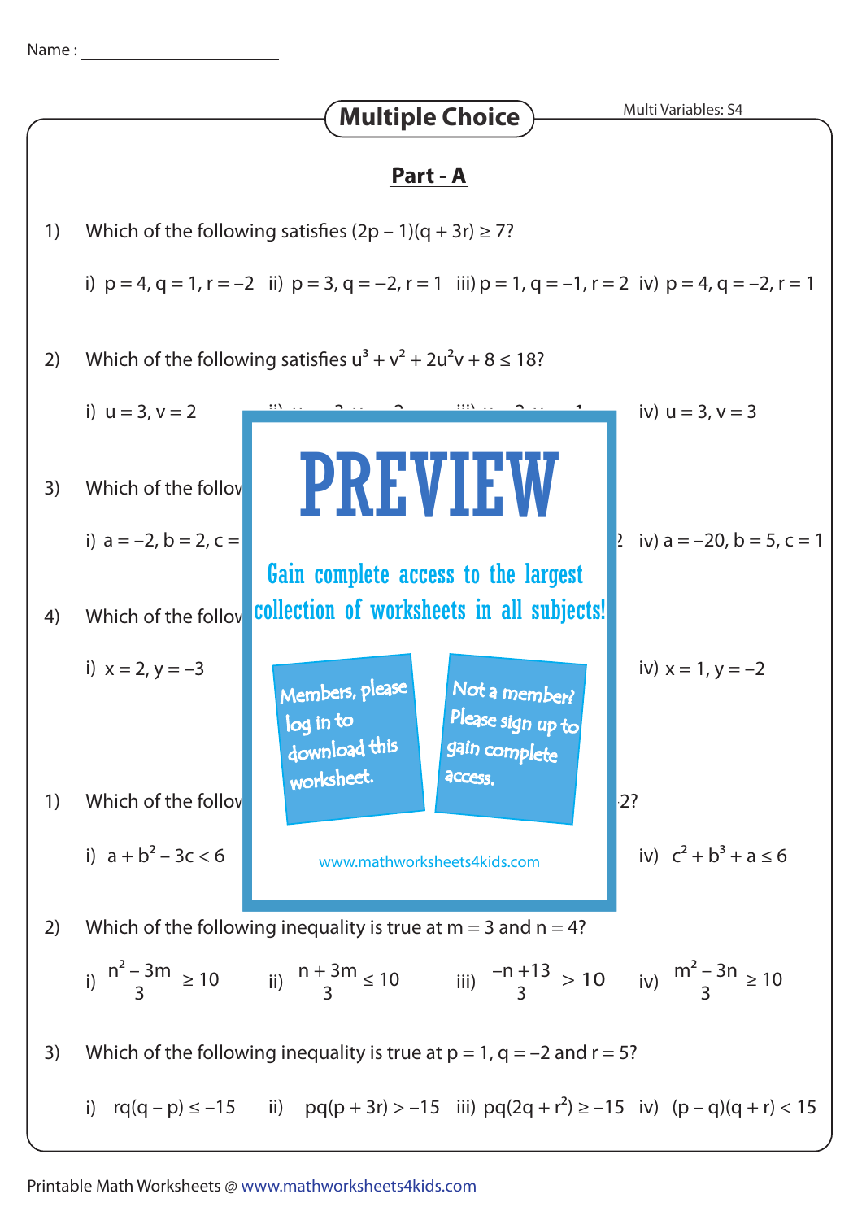Name : _______________________

# Multiple Choice

Multi Variables: S4

## Part - A

1) Which of the following satisfies $(2p - 1)(q + 3r) \geq 7$?

i) $p = 4, q = 1, r = -2$ ii) $p = 3, q = -2, r = 1$ iii) $p = 1, q = -1, r = 2$ iv) $p = 4, q = -2, r = 1$

2) Which of the following satisfies $u^3 + v^2 + 2u^2v + 8 \leq 18$?

i) $u = 3, v = 2$ iv) $u = 3, v = 3$

3) Which of the follov

i) $a = -2, b = 2, c =$ iv) $a = -20, b = 5, c = 1$

4) Which of the follov

i) $x = 2, y = -3$ iv) $x = 1, y = -2$

PREVIEW

Gain complete access to the largest collection of worksheets in all subjects!

Members, please log in to download this worksheet.

Not a member? Please sign up to gain complete access.

www.mathworksheets4kids.com

1) Which of the follov 2?

i) $a + b^2 - 3c < 6$ iv) $c^2 + b^3 + a \leq 6$

2) Which of the following inequality is true at $m = 3$ and $n = 4$?

i) $\frac{n^2 - 3m}{3} \geq 10$ ii) $\frac{n + 3m}{3} \leq 10$ iii) $\frac{-n + 13}{3} > 10$ iv) $\frac{m^2 - 3n}{3} \geq 10$

3) Which of the following inequality is true at $p = 1, q = -2$ and $r = 5$?

i) $rq(q - p) \leq -15$ ii) $pq(p + 3r) > -15$ iii) $pq(2q + r^2) \geq -15$ iv) $(p - q)(q + r) < 15$

Printable Math Worksheets @ www.mathworksheets4kids.com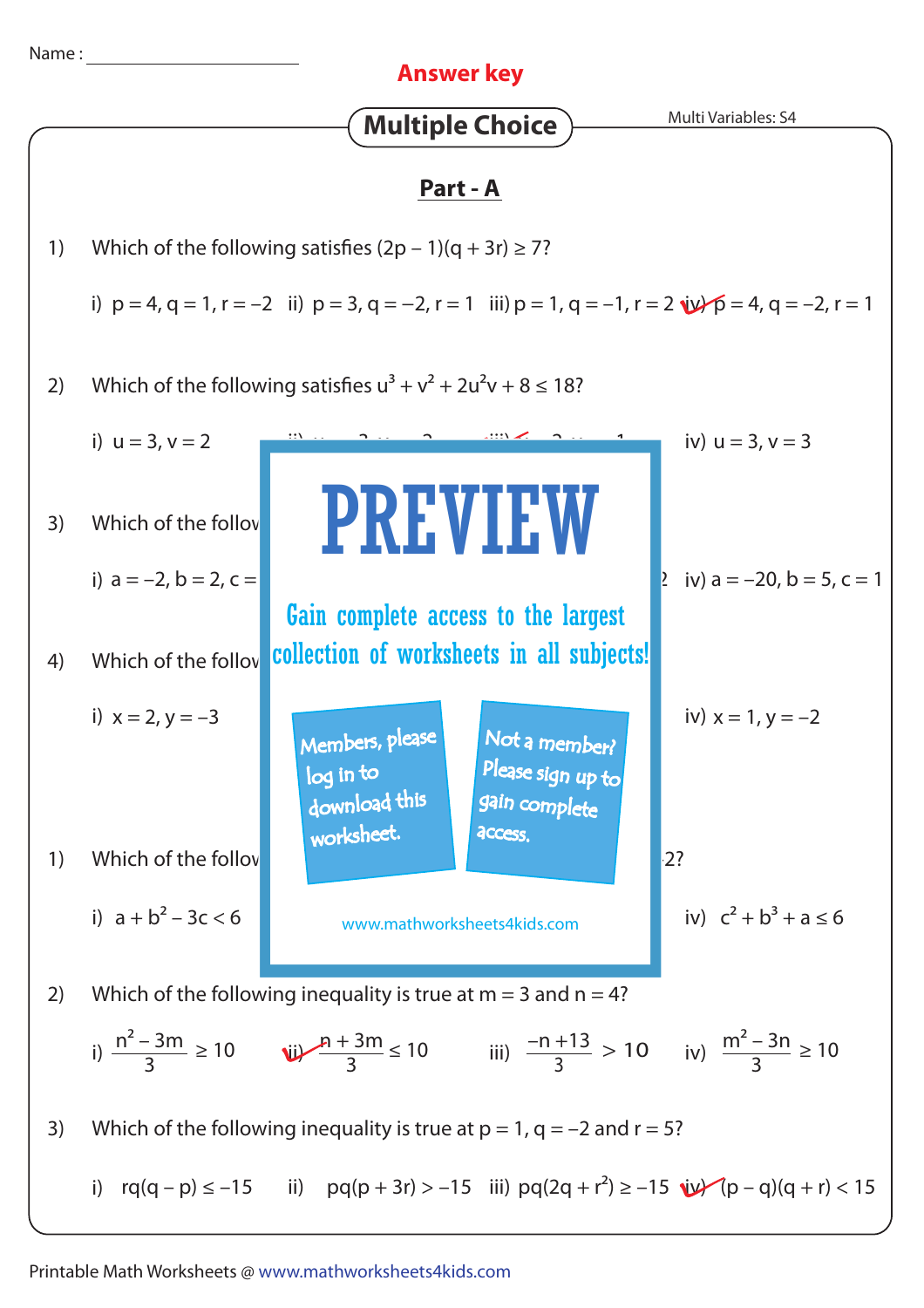Name : ____________________

**Answer key**

## Multiple Choice

Multi Variables: S4

### Part - A

1) Which of the following satisfies $(2p - 1)(q + 3r) \geq 7$?

i) $p = 4, q = 1, r = -2$ ii) $p = 3, q = -2, r = 1$ iii) $p = 1, q = -1, r = 2$ iv) $p = 4, q = -2, r = 1$ ✓

2) Which of the following satisfies $u^3 + v^2 + 2u^2v + 8 \leq 18$?

i) $u = 3, v = 2$ iv) $u = 3, v = 3$

3) Which of the follov

i) $a = -2, b = 2, c =$ iv) $a = -20, b = 5, c = 1$

4) Which of the follov

i) $x = 2, y = -3$ iv) $x = 1, y = -2$

PREVIEW

Gain complete access to the largest collection of worksheets in all subjects!

Members, please log in to download this worksheet.

Not a member? Please sign up to gain complete access.

www.mathworksheets4kids.com

1) Which of the follov 2?

i) $a + b^2 - 3c < 6$ iv) $c^2 + b^3 + a \leq 6$

2) Which of the following inequality is true at $m = 3$ and $n = 4$?

i) $\frac{n^2 - 3m}{3} \geq 10$ ii) $\frac{n + 3m}{3} \leq 10$ ✓ iii) $\frac{-n + 13}{3} > 10$ iv) $\frac{m^2 - 3n}{3} \geq 10$

3) Which of the following inequality is true at $p = 1, q = -2$ and $r = 5$?

i) $rq(q - p) \leq -15$ ii) $pq(p + 3r) > -15$ iii) $pq(2q + r^2) \geq -15$ iv) $(p - q)(q + r) < 15$ ✓